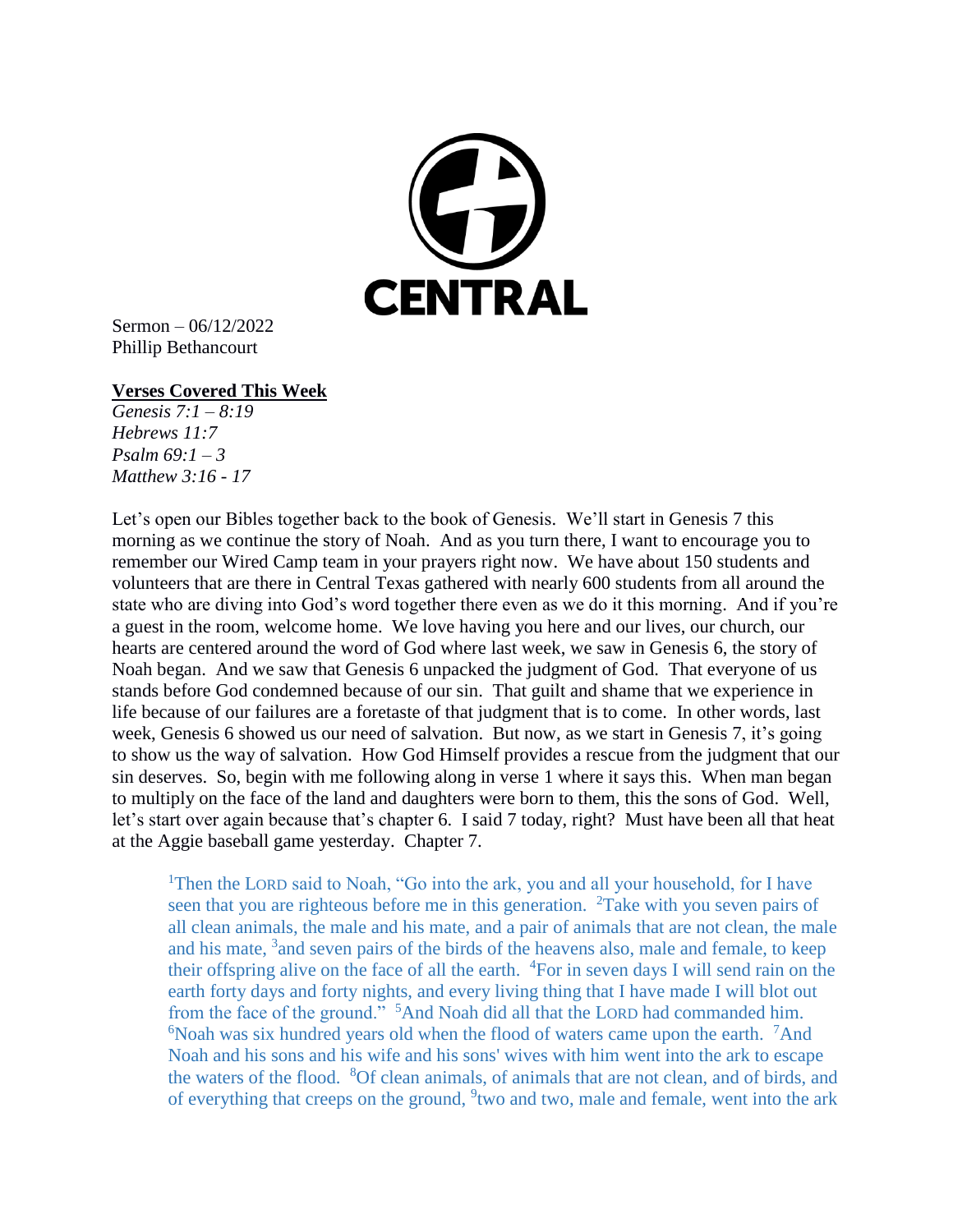CENTRAL

Sermon – 06/12/2022
Phillip Bethancourt

**Verses Covered This Week**

*Genesis 7:1 – 8:19*
*Hebrews 11:7*
*Psalm 69:1 – 3*
*Matthew 3:16 - 17*

Let's open our Bibles together back to the book of Genesis. We'll start in Genesis 7 this morning as we continue the story of Noah. And as you turn there, I want to encourage you to remember our Wired Camp team in your prayers right now. We have about 150 students and volunteers that are there in Central Texas gathered with nearly 600 students from all around the state who are diving into God's word together there even as we do it this morning. And if you're a guest in the room, welcome home. We love having you here and our lives, our church, our hearts are centered around the word of God where last week, we saw in Genesis 6, the story of Noah began. And we saw that Genesis 6 unpacked the judgment of God. That everyone of us stands before God condemned because of our sin. That guilt and shame that we experience in life because of our failures are a foretaste of that judgment that is to come. In other words, last week, Genesis 6 showed us our need of salvation. But now, as we start in Genesis 7, it's going to show us the way of salvation. How God Himself provides a rescue from the judgment that our sin deserves. So, begin with me following along in verse 1 where it says this. When man began to multiply on the face of the land and daughters were born to them, this the sons of God. Well, let's start over again because that's chapter 6. I said 7 today, right? Must have been all that heat at the Aggie baseball game yesterday. Chapter 7.

> [1]Then the LORD said to Noah, "Go into the ark, you and all your household, for I have seen that you are righteous before me in this generation. [2]Take with you seven pairs of all clean animals, the male and his mate, and a pair of animals that are not clean, the male and his mate, [3]and seven pairs of the birds of the heavens also, male and female, to keep their offspring alive on the face of all the earth. [4]For in seven days I will send rain on the earth forty days and forty nights, and every living thing that I have made I will blot out from the face of the ground." [5]And Noah did all that the LORD had commanded him. [6]Noah was six hundred years old when the flood of waters came upon the earth. [7]And Noah and his sons and his wife and his sons' wives with him went into the ark to escape the waters of the flood. [8]Of clean animals, of animals that are not clean, and of birds, and of everything that creeps on the ground, [9]two and two, male and female, went into the ark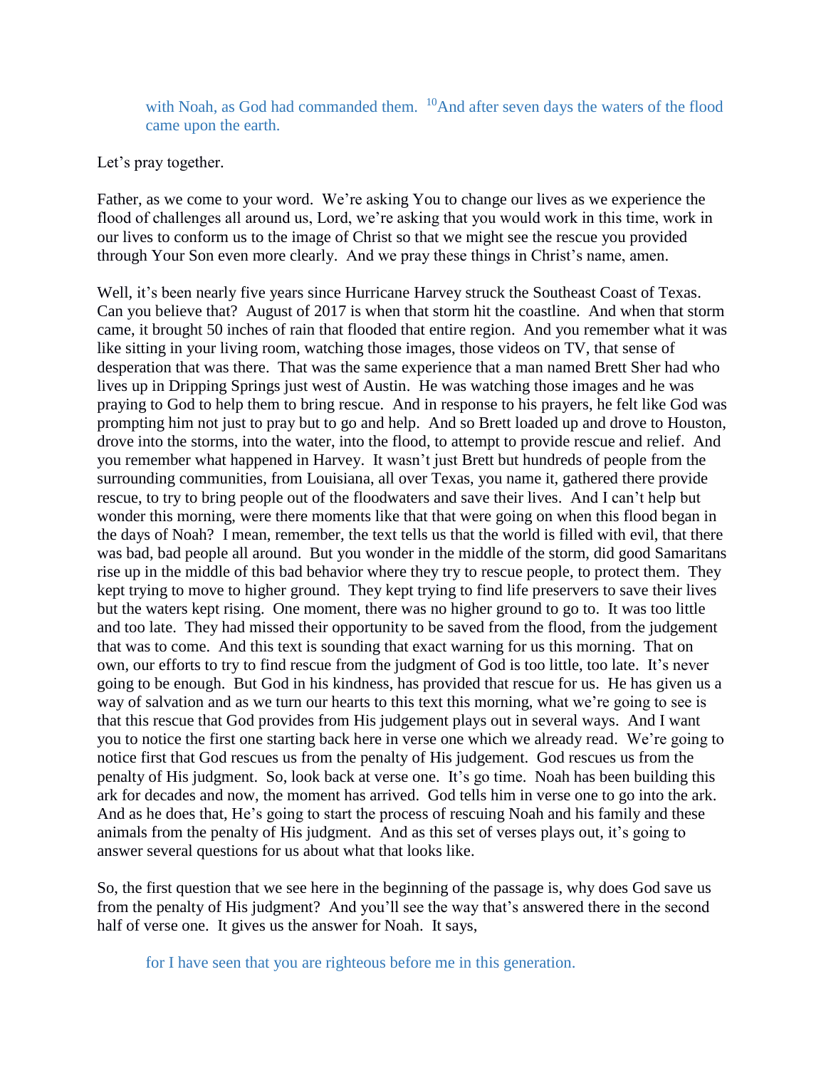> with Noah, as God had commanded them. [10]And after seven days the waters of the flood came upon the earth.

Let's pray together.

Father, as we come to your word. We're asking You to change our lives as we experience the flood of challenges all around us, Lord, we're asking that you would work in this time, work in our lives to conform us to the image of Christ so that we might see the rescue you provided through Your Son even more clearly. And we pray these things in Christ's name, amen.

Well, it's been nearly five years since Hurricane Harvey struck the Southeast Coast of Texas. Can you believe that? August of 2017 is when that storm hit the coastline. And when that storm came, it brought 50 inches of rain that flooded that entire region. And you remember what it was like sitting in your living room, watching those images, those videos on TV, that sense of desperation that was there. That was the same experience that a man named Brett Sher had who lives up in Dripping Springs just west of Austin. He was watching those images and he was praying to God to help them to bring rescue. And in response to his prayers, he felt like God was prompting him not just to pray but to go and help. And so Brett loaded up and drove to Houston, drove into the storms, into the water, into the flood, to attempt to provide rescue and relief. And you remember what happened in Harvey. It wasn't just Brett but hundreds of people from the surrounding communities, from Louisiana, all over Texas, you name it, gathered there provide rescue, to try to bring people out of the floodwaters and save their lives. And I can't help but wonder this morning, were there moments like that that were going on when this flood began in the days of Noah? I mean, remember, the text tells us that the world is filled with evil, that there was bad, bad people all around. But you wonder in the middle of the storm, did good Samaritans rise up in the middle of this bad behavior where they try to rescue people, to protect them. They kept trying to move to higher ground. They kept trying to find life preservers to save their lives but the waters kept rising. One moment, there was no higher ground to go to. It was too little and too late. They had missed their opportunity to be saved from the flood, from the judgement that was to come. And this text is sounding that exact warning for us this morning. That on own, our efforts to try to find rescue from the judgment of God is too little, too late. It's never going to be enough. But God in his kindness, has provided that rescue for us. He has given us a way of salvation and as we turn our hearts to this text this morning, what we're going to see is that this rescue that God provides from His judgement plays out in several ways. And I want you to notice the first one starting back here in verse one which we already read. We're going to notice first that God rescues us from the penalty of His judgement. God rescues us from the penalty of His judgment. So, look back at verse one. It's go time. Noah has been building this ark for decades and now, the moment has arrived. God tells him in verse one to go into the ark. And as he does that, He's going to start the process of rescuing Noah and his family and these animals from the penalty of His judgment. And as this set of verses plays out, it's going to answer several questions for us about what that looks like.

So, the first question that we see here in the beginning of the passage is, why does God save us from the penalty of His judgment? And you'll see the way that's answered there in the second half of verse one. It gives us the answer for Noah. It says,

> for I have seen that you are righteous before me in this generation.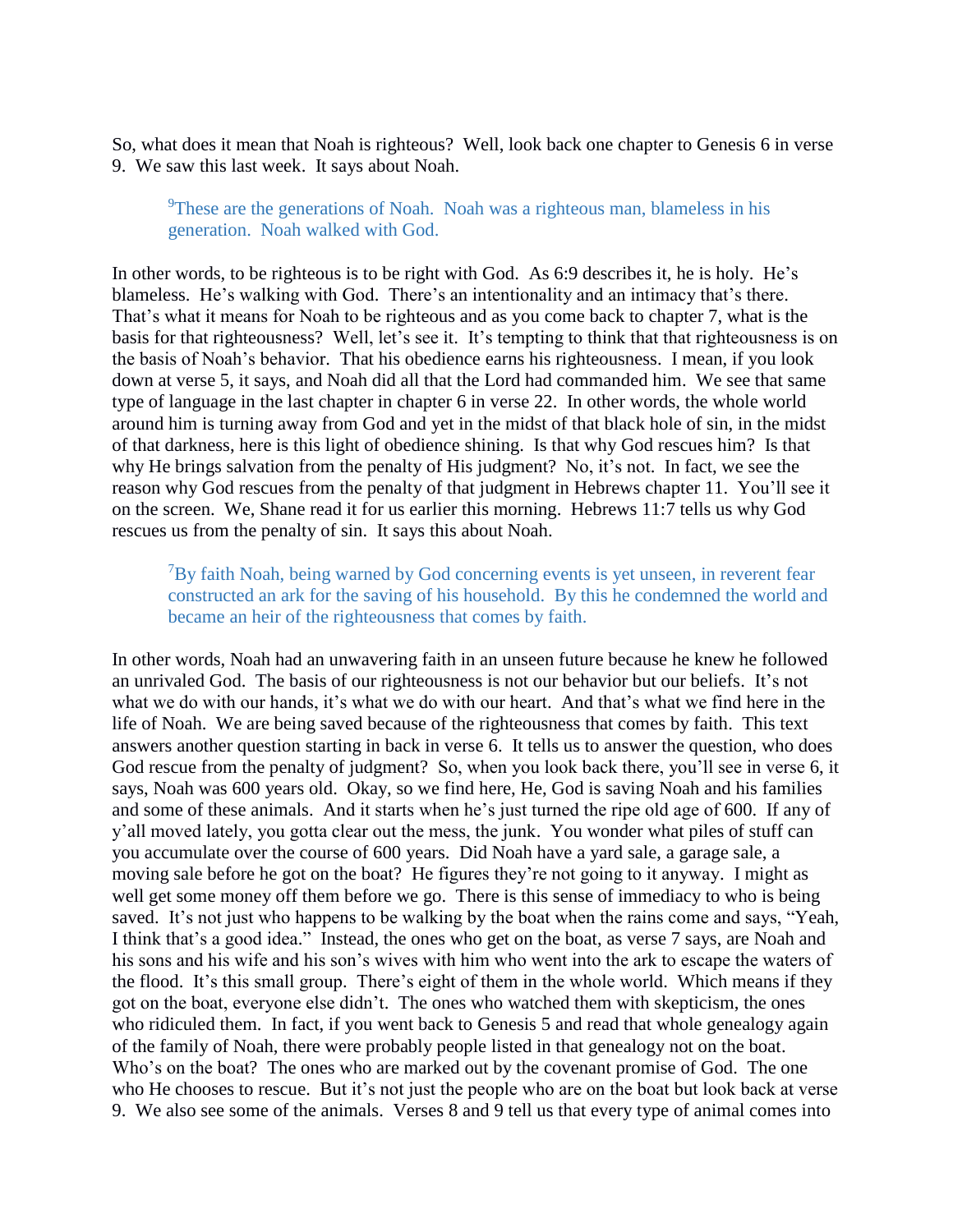So, what does it mean that Noah is righteous? Well, look back one chapter to Genesis 6 in verse 9. We saw this last week. It says about Noah.

> [9]These are the generations of Noah. Noah was a righteous man, blameless in his generation. Noah walked with God.

In other words, to be righteous is to be right with God. As 6:9 describes it, he is holy. He's blameless. He's walking with God. There's an intentionality and an intimacy that's there. That's what it means for Noah to be righteous and as you come back to chapter 7, what is the basis for that righteousness? Well, let's see it. It's tempting to think that that righteousness is on the basis of Noah's behavior. That his obedience earns his righteousness. I mean, if you look down at verse 5, it says, and Noah did all that the Lord had commanded him. We see that same type of language in the last chapter in chapter 6 in verse 22. In other words, the whole world around him is turning away from God and yet in the midst of that black hole of sin, in the midst of that darkness, here is this light of obedience shining. Is that why God rescues him? Is that why He brings salvation from the penalty of His judgment? No, it's not. In fact, we see the reason why God rescues from the penalty of that judgment in Hebrews chapter 11. You'll see it on the screen. We, Shane read it for us earlier this morning. Hebrews 11:7 tells us why God rescues us from the penalty of sin. It says this about Noah.

> [7]By faith Noah, being warned by God concerning events is yet unseen, in reverent fear constructed an ark for the saving of his household. By this he condemned the world and became an heir of the righteousness that comes by faith.

In other words, Noah had an unwavering faith in an unseen future because he knew he followed an unrivaled God. The basis of our righteousness is not our behavior but our beliefs. It's not what we do with our hands, it's what we do with our heart. And that's what we find here in the life of Noah. We are being saved because of the righteousness that comes by faith. This text answers another question starting in back in verse 6. It tells us to answer the question, who does God rescue from the penalty of judgment? So, when you look back there, you'll see in verse 6, it says, Noah was 600 years old. Okay, so we find here, He, God is saving Noah and his families and some of these animals. And it starts when he's just turned the ripe old age of 600. If any of y'all moved lately, you gotta clear out the mess, the junk. You wonder what piles of stuff can you accumulate over the course of 600 years. Did Noah have a yard sale, a garage sale, a moving sale before he got on the boat? He figures they're not going to it anyway. I might as well get some money off them before we go. There is this sense of immediacy to who is being saved. It's not just who happens to be walking by the boat when the rains come and says, "Yeah, I think that's a good idea." Instead, the ones who get on the boat, as verse 7 says, are Noah and his sons and his wife and his son's wives with him who went into the ark to escape the waters of the flood. It's this small group. There's eight of them in the whole world. Which means if they got on the boat, everyone else didn't. The ones who watched them with skepticism, the ones who ridiculed them. In fact, if you went back to Genesis 5 and read that whole genealogy again of the family of Noah, there were probably people listed in that genealogy not on the boat. Who's on the boat? The ones who are marked out by the covenant promise of God. The one who He chooses to rescue. But it's not just the people who are on the boat but look back at verse 9. We also see some of the animals. Verses 8 and 9 tell us that every type of animal comes into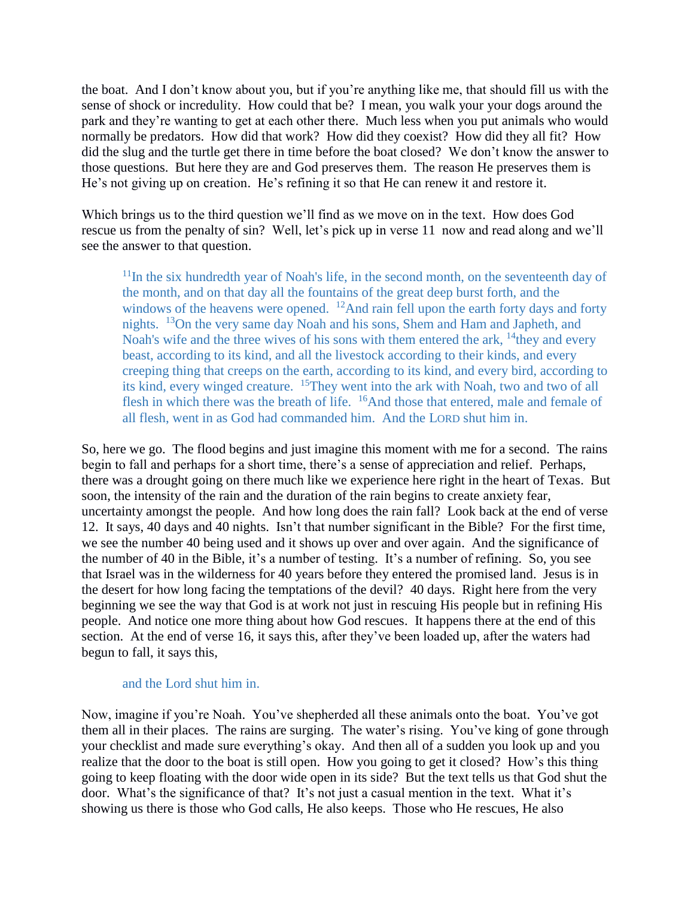the boat. And I don't know about you, but if you're anything like me, that should fill us with the sense of shock or incredulity. How could that be? I mean, you walk your your dogs around the park and they're wanting to get at each other there. Much less when you put animals who would normally be predators. How did that work? How did they coexist? How did they all fit? How did the slug and the turtle get there in time before the boat closed? We don't know the answer to those questions. But here they are and God preserves them. The reason He preserves them is He's not giving up on creation. He's refining it so that He can renew it and restore it.

Which brings us to the third question we'll find as we move on in the text. How does God rescue us from the penalty of sin? Well, let's pick up in verse 11 now and read along and we'll see the answer to that question.

> [11]In the six hundredth year of Noah's life, in the second month, on the seventeenth day of the month, and on that day all the fountains of the great deep burst forth, and the windows of the heavens were opened. [12]And rain fell upon the earth forty days and forty nights. [13]On the very same day Noah and his sons, Shem and Ham and Japheth, and Noah's wife and the three wives of his sons with them entered the ark, [14]they and every beast, according to its kind, and all the livestock according to their kinds, and every creeping thing that creeps on the earth, according to its kind, and every bird, according to its kind, every winged creature. [15]They went into the ark with Noah, two and two of all flesh in which there was the breath of life. [16]And those that entered, male and female of all flesh, went in as God had commanded him. And the LORD shut him in.

So, here we go. The flood begins and just imagine this moment with me for a second. The rains begin to fall and perhaps for a short time, there's a sense of appreciation and relief. Perhaps, there was a drought going on there much like we experience here right in the heart of Texas. But soon, the intensity of the rain and the duration of the rain begins to create anxiety fear, uncertainty amongst the people. And how long does the rain fall? Look back at the end of verse 12. It says, 40 days and 40 nights. Isn't that number significant in the Bible? For the first time, we see the number 40 being used and it shows up over and over again. And the significance of the number of 40 in the Bible, it's a number of testing. It's a number of refining. So, you see that Israel was in the wilderness for 40 years before they entered the promised land. Jesus is in the desert for how long facing the temptations of the devil? 40 days. Right here from the very beginning we see the way that God is at work not just in rescuing His people but in refining His people. And notice one more thing about how God rescues. It happens there at the end of this section. At the end of verse 16, it says this, after they've been loaded up, after the waters had begun to fall, it says this,

> and the Lord shut him in.

Now, imagine if you're Noah. You've shepherded all these animals onto the boat. You've got them all in their places. The rains are surging. The water's rising. You've king of gone through your checklist and made sure everything's okay. And then all of a sudden you look up and you realize that the door to the boat is still open. How you going to get it closed? How's this thing going to keep floating with the door wide open in its side? But the text tells us that God shut the door. What's the significance of that? It's not just a casual mention in the text. What it's showing us there is those who God calls, He also keeps. Those who He rescues, He also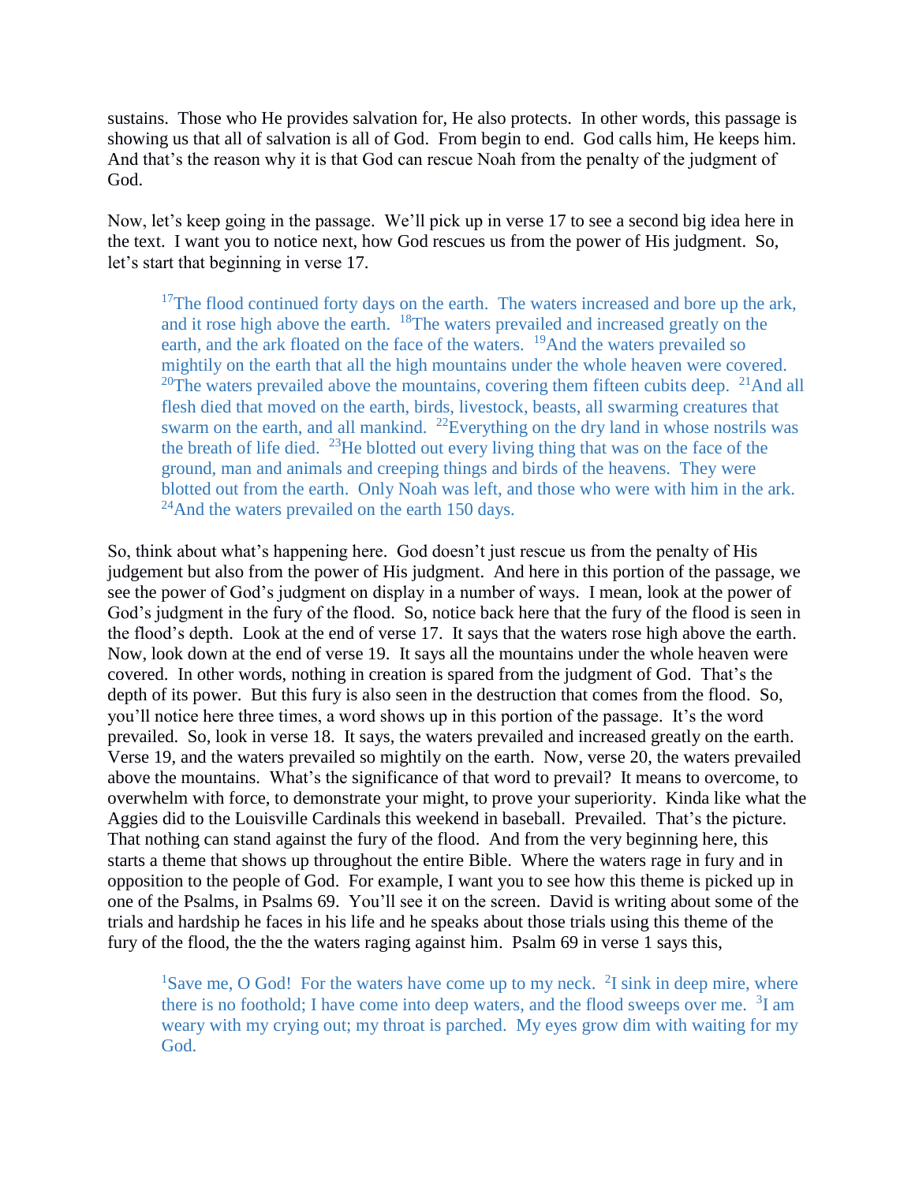sustains. Those who He provides salvation for, He also protects. In other words, this passage is showing us that all of salvation is all of God. From begin to end. God calls him, He keeps him. And that's the reason why it is that God can rescue Noah from the penalty of the judgment of God.

Now, let's keep going in the passage. We'll pick up in verse 17 to see a second big idea here in the text. I want you to notice next, how God rescues us from the power of His judgment. So, let's start that beginning in verse 17.

> [17]The flood continued forty days on the earth. The waters increased and bore up the ark, and it rose high above the earth. [18]The waters prevailed and increased greatly on the earth, and the ark floated on the face of the waters. [19]And the waters prevailed so mightily on the earth that all the high mountains under the whole heaven were covered. [20]The waters prevailed above the mountains, covering them fifteen cubits deep. [21]And all flesh died that moved on the earth, birds, livestock, beasts, all swarming creatures that swarm on the earth, and all mankind. [22]Everything on the dry land in whose nostrils was the breath of life died. [23]He blotted out every living thing that was on the face of the ground, man and animals and creeping things and birds of the heavens. They were blotted out from the earth. Only Noah was left, and those who were with him in the ark. [24]And the waters prevailed on the earth 150 days.

So, think about what's happening here. God doesn't just rescue us from the penalty of His judgement but also from the power of His judgment. And here in this portion of the passage, we see the power of God's judgment on display in a number of ways. I mean, look at the power of God's judgment in the fury of the flood. So, notice back here that the fury of the flood is seen in the flood's depth. Look at the end of verse 17. It says that the waters rose high above the earth. Now, look down at the end of verse 19. It says all the mountains under the whole heaven were covered. In other words, nothing in creation is spared from the judgment of God. That's the depth of its power. But this fury is also seen in the destruction that comes from the flood. So, you'll notice here three times, a word shows up in this portion of the passage. It's the word prevailed. So, look in verse 18. It says, the waters prevailed and increased greatly on the earth. Verse 19, and the waters prevailed so mightily on the earth. Now, verse 20, the waters prevailed above the mountains. What's the significance of that word to prevail? It means to overcome, to overwhelm with force, to demonstrate your might, to prove your superiority. Kinda like what the Aggies did to the Louisville Cardinals this weekend in baseball. Prevailed. That's the picture. That nothing can stand against the fury of the flood. And from the very beginning here, this starts a theme that shows up throughout the entire Bible. Where the waters rage in fury and in opposition to the people of God. For example, I want you to see how this theme is picked up in one of the Psalms, in Psalms 69. You'll see it on the screen. David is writing about some of the trials and hardship he faces in his life and he speaks about those trials using this theme of the fury of the flood, the the the waters raging against him. Psalm 69 in verse 1 says this,

> [1]Save me, O God! For the waters have come up to my neck. [2]I sink in deep mire, where there is no foothold; I have come into deep waters, and the flood sweeps over me. [3]I am weary with my crying out; my throat is parched. My eyes grow dim with waiting for my God.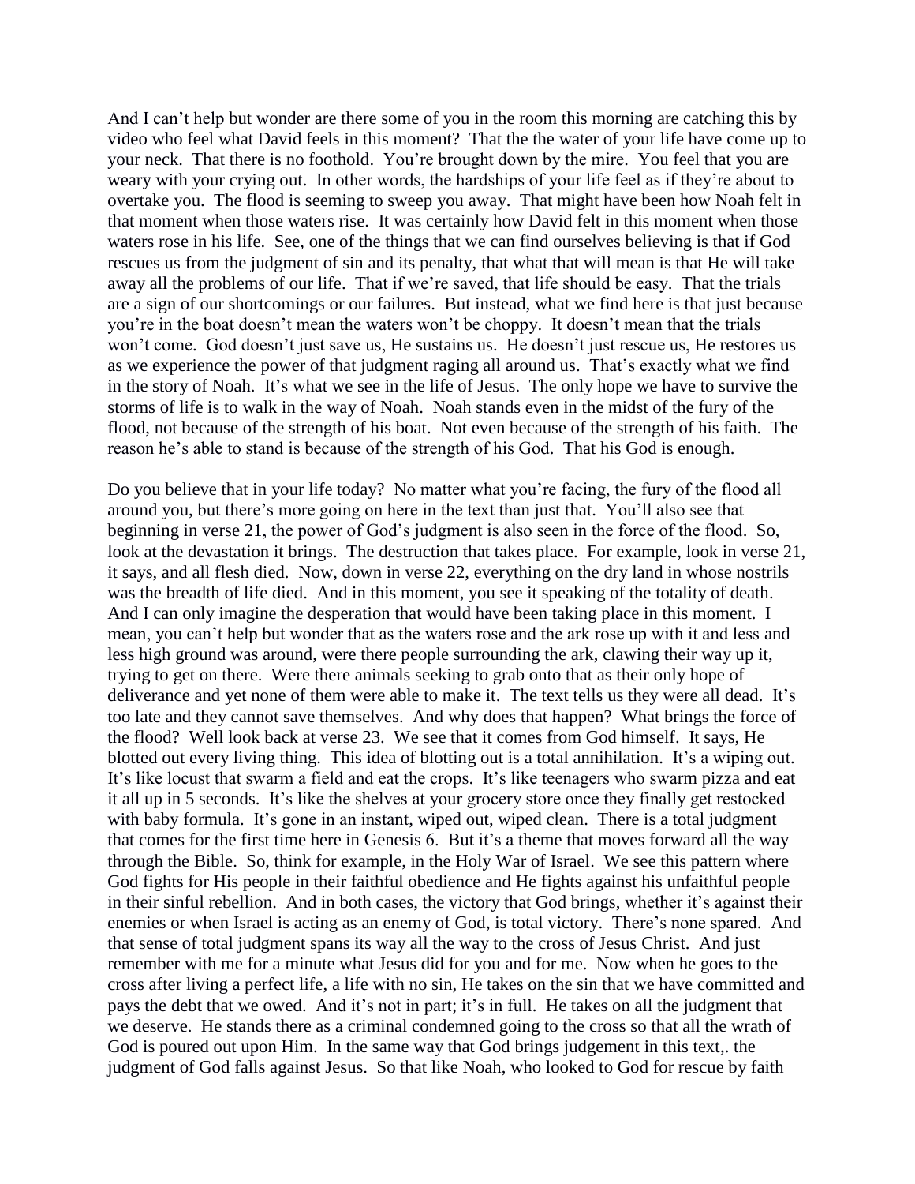And I can't help but wonder are there some of you in the room this morning are catching this by video who feel what David feels in this moment? That the the water of your life have come up to your neck. That there is no foothold. You're brought down by the mire. You feel that you are weary with your crying out. In other words, the hardships of your life feel as if they're about to overtake you. The flood is seeming to sweep you away. That might have been how Noah felt in that moment when those waters rise. It was certainly how David felt in this moment when those waters rose in his life. See, one of the things that we can find ourselves believing is that if God rescues us from the judgment of sin and its penalty, that what that will mean is that He will take away all the problems of our life. That if we're saved, that life should be easy. That the trials are a sign of our shortcomings or our failures. But instead, what we find here is that just because you're in the boat doesn't mean the waters won't be choppy. It doesn't mean that the trials won't come. God doesn't just save us, He sustains us. He doesn't just rescue us, He restores us as we experience the power of that judgment raging all around us. That's exactly what we find in the story of Noah. It's what we see in the life of Jesus. The only hope we have to survive the storms of life is to walk in the way of Noah. Noah stands even in the midst of the fury of the flood, not because of the strength of his boat. Not even because of the strength of his faith. The reason he's able to stand is because of the strength of his God. That his God is enough.

Do you believe that in your life today? No matter what you're facing, the fury of the flood all around you, but there's more going on here in the text than just that. You'll also see that beginning in verse 21, the power of God's judgment is also seen in the force of the flood. So, look at the devastation it brings. The destruction that takes place. For example, look in verse 21, it says, and all flesh died. Now, down in verse 22, everything on the dry land in whose nostrils was the breadth of life died. And in this moment, you see it speaking of the totality of death. And I can only imagine the desperation that would have been taking place in this moment. I mean, you can't help but wonder that as the waters rose and the ark rose up with it and less and less high ground was around, were there people surrounding the ark, clawing their way up it, trying to get on there. Were there animals seeking to grab onto that as their only hope of deliverance and yet none of them were able to make it. The text tells us they were all dead. It's too late and they cannot save themselves. And why does that happen? What brings the force of the flood? Well look back at verse 23. We see that it comes from God himself. It says, He blotted out every living thing. This idea of blotting out is a total annihilation. It's a wiping out. It's like locust that swarm a field and eat the crops. It's like teenagers who swarm pizza and eat it all up in 5 seconds. It's like the shelves at your grocery store once they finally get restocked with baby formula. It's gone in an instant, wiped out, wiped clean. There is a total judgment that comes for the first time here in Genesis 6. But it's a theme that moves forward all the way through the Bible. So, think for example, in the Holy War of Israel. We see this pattern where God fights for His people in their faithful obedience and He fights against his unfaithful people in their sinful rebellion. And in both cases, the victory that God brings, whether it's against their enemies or when Israel is acting as an enemy of God, is total victory. There's none spared. And that sense of total judgment spans its way all the way to the cross of Jesus Christ. And just remember with me for a minute what Jesus did for you and for me. Now when he goes to the cross after living a perfect life, a life with no sin, He takes on the sin that we have committed and pays the debt that we owed. And it's not in part; it's in full. He takes on all the judgment that we deserve. He stands there as a criminal condemned going to the cross so that all the wrath of God is poured out upon Him. In the same way that God brings judgement in this text,. the judgment of God falls against Jesus. So that like Noah, who looked to God for rescue by faith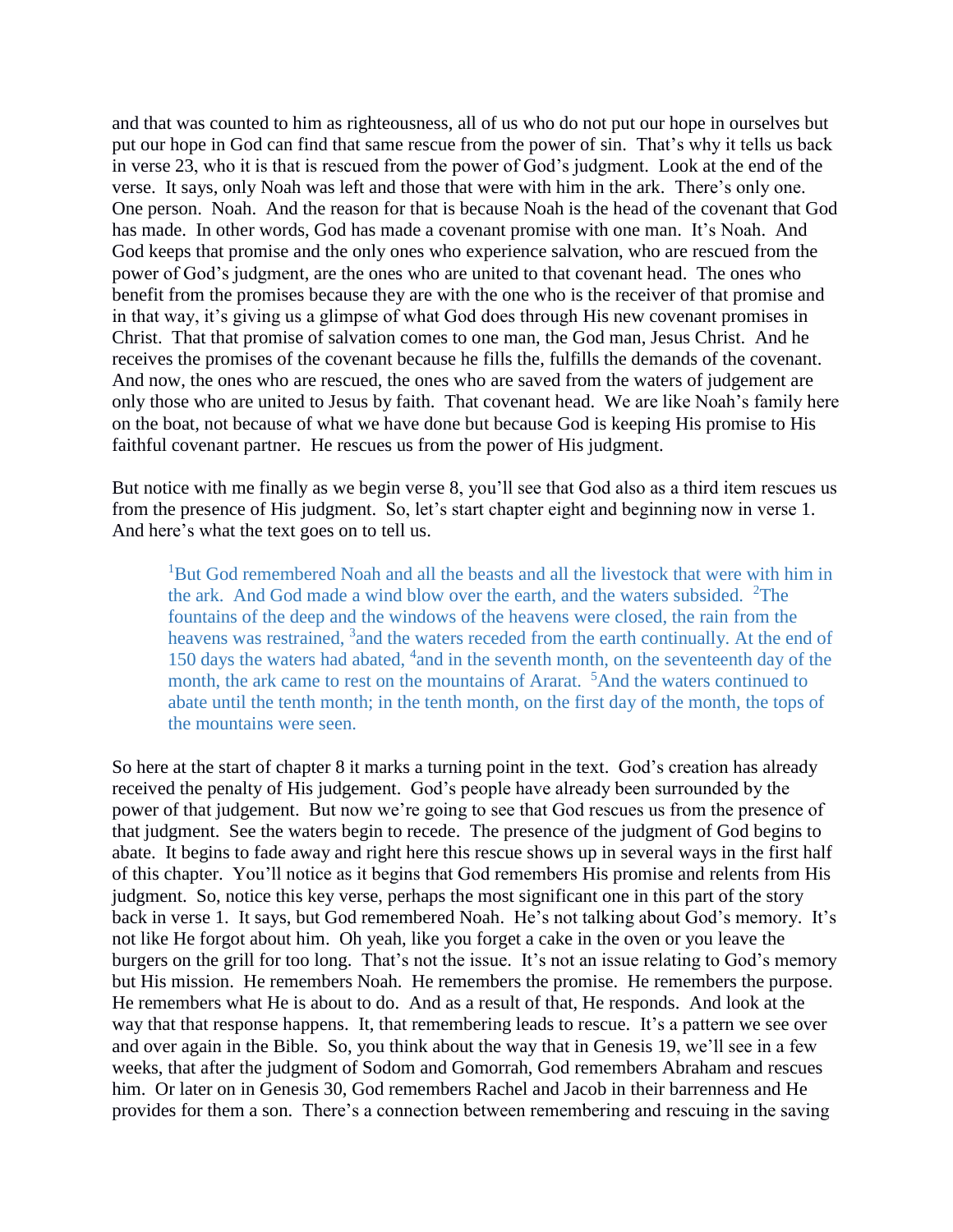and that was counted to him as righteousness, all of us who do not put our hope in ourselves but put our hope in God can find that same rescue from the power of sin. That's why it tells us back in verse 23, who it is that is rescued from the power of God's judgment. Look at the end of the verse. It says, only Noah was left and those that were with him in the ark. There's only one. One person. Noah. And the reason for that is because Noah is the head of the covenant that God has made. In other words, God has made a covenant promise with one man. It's Noah. And God keeps that promise and the only ones who experience salvation, who are rescued from the power of God's judgment, are the ones who are united to that covenant head. The ones who benefit from the promises because they are with the one who is the receiver of that promise and in that way, it's giving us a glimpse of what God does through His new covenant promises in Christ. That that promise of salvation comes to one man, the God man, Jesus Christ. And he receives the promises of the covenant because he fills the, fulfills the demands of the covenant. And now, the ones who are rescued, the ones who are saved from the waters of judgement are only those who are united to Jesus by faith. That covenant head. We are like Noah's family here on the boat, not because of what we have done but because God is keeping His promise to His faithful covenant partner. He rescues us from the power of His judgment.

But notice with me finally as we begin verse 8, you'll see that God also as a third item rescues us from the presence of His judgment. So, let's start chapter eight and beginning now in verse 1. And here's what the text goes on to tell us.

> [1]But God remembered Noah and all the beasts and all the livestock that were with him in the ark. And God made a wind blow over the earth, and the waters subsided. [2]The fountains of the deep and the windows of the heavens were closed, the rain from the heavens was restrained, [3]and the waters receded from the earth continually. At the end of 150 days the waters had abated, [4]and in the seventh month, on the seventeenth day of the month, the ark came to rest on the mountains of Ararat. [5]And the waters continued to abate until the tenth month; in the tenth month, on the first day of the month, the tops of the mountains were seen.

So here at the start of chapter 8 it marks a turning point in the text. God's creation has already received the penalty of His judgement. God's people have already been surrounded by the power of that judgement. But now we're going to see that God rescues us from the presence of that judgment. See the waters begin to recede. The presence of the judgment of God begins to abate. It begins to fade away and right here this rescue shows up in several ways in the first half of this chapter. You'll notice as it begins that God remembers His promise and relents from His judgment. So, notice this key verse, perhaps the most significant one in this part of the story back in verse 1. It says, but God remembered Noah. He's not talking about God's memory. It's not like He forgot about him. Oh yeah, like you forget a cake in the oven or you leave the burgers on the grill for too long. That's not the issue. It's not an issue relating to God's memory but His mission. He remembers Noah. He remembers the promise. He remembers the purpose. He remembers what He is about to do. And as a result of that, He responds. And look at the way that that response happens. It, that remembering leads to rescue. It's a pattern we see over and over again in the Bible. So, you think about the way that in Genesis 19, we'll see in a few weeks, that after the judgment of Sodom and Gomorrah, God remembers Abraham and rescues him. Or later on in Genesis 30, God remembers Rachel and Jacob in their barrenness and He provides for them a son. There's a connection between remembering and rescuing in the saving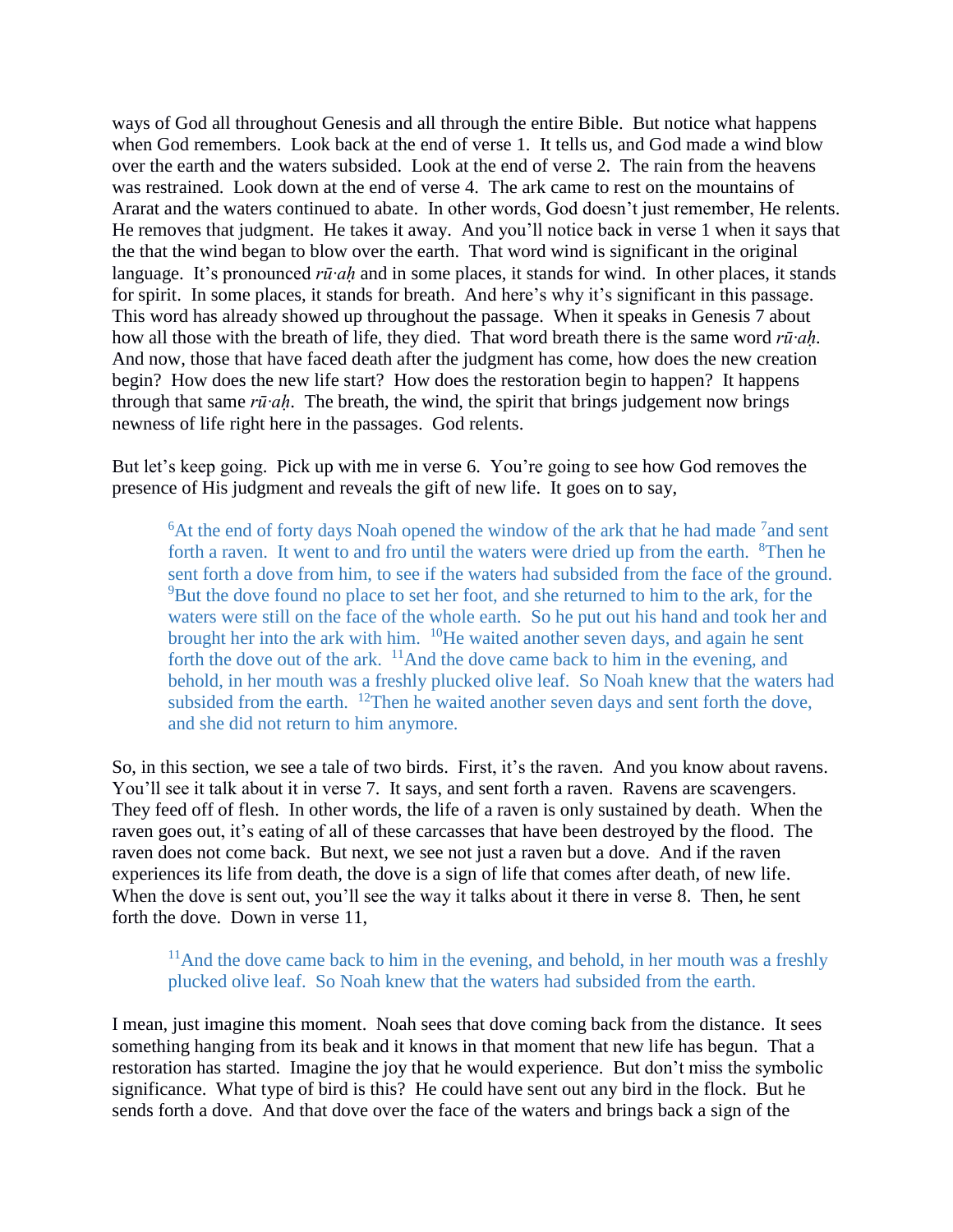ways of God all throughout Genesis and all through the entire Bible. But notice what happens when God remembers. Look back at the end of verse 1. It tells us, and God made a wind blow over the earth and the waters subsided. Look at the end of verse 2. The rain from the heavens was restrained. Look down at the end of verse 4. The ark came to rest on the mountains of Ararat and the waters continued to abate. In other words, God doesn't just remember, He relents. He removes that judgment. He takes it away. And you'll notice back in verse 1 when it says that the that the wind began to blow over the earth. That word wind is significant in the original language. It's pronounced *rū·aḥ* and in some places, it stands for wind. In other places, it stands for spirit. In some places, it stands for breath. And here's why it's significant in this passage. This word has already showed up throughout the passage. When it speaks in Genesis 7 about how all those with the breath of life, they died. That word breath there is the same word *rū·aḥ*. And now, those that have faced death after the judgment has come, how does the new creation begin? How does the new life start? How does the restoration begin to happen? It happens through that same *rū·aḥ*. The breath, the wind, the spirit that brings judgement now brings newness of life right here in the passages. God relents.

But let's keep going. Pick up with me in verse 6. You're going to see how God removes the presence of His judgment and reveals the gift of new life. It goes on to say,

> [6]At the end of forty days Noah opened the window of the ark that he had made [7]and sent forth a raven. It went to and fro until the waters were dried up from the earth. [8]Then he sent forth a dove from him, to see if the waters had subsided from the face of the ground. [9]But the dove found no place to set her foot, and she returned to him to the ark, for the waters were still on the face of the whole earth. So he put out his hand and took her and brought her into the ark with him. [10]He waited another seven days, and again he sent forth the dove out of the ark. [11]And the dove came back to him in the evening, and behold, in her mouth was a freshly plucked olive leaf. So Noah knew that the waters had subsided from the earth. [12]Then he waited another seven days and sent forth the dove, and she did not return to him anymore.

So, in this section, we see a tale of two birds. First, it's the raven. And you know about ravens. You'll see it talk about it in verse 7. It says, and sent forth a raven. Ravens are scavengers. They feed off of flesh. In other words, the life of a raven is only sustained by death. When the raven goes out, it's eating of all of these carcasses that have been destroyed by the flood. The raven does not come back. But next, we see not just a raven but a dove. And if the raven experiences its life from death, the dove is a sign of life that comes after death, of new life. When the dove is sent out, you'll see the way it talks about it there in verse 8. Then, he sent forth the dove. Down in verse 11,

> [11]And the dove came back to him in the evening, and behold, in her mouth was a freshly plucked olive leaf. So Noah knew that the waters had subsided from the earth.

I mean, just imagine this moment. Noah sees that dove coming back from the distance. It sees something hanging from its beak and it knows in that moment that new life has begun. That a restoration has started. Imagine the joy that he would experience. But don't miss the symbolic significance. What type of bird is this? He could have sent out any bird in the flock. But he sends forth a dove. And that dove over the face of the waters and brings back a sign of the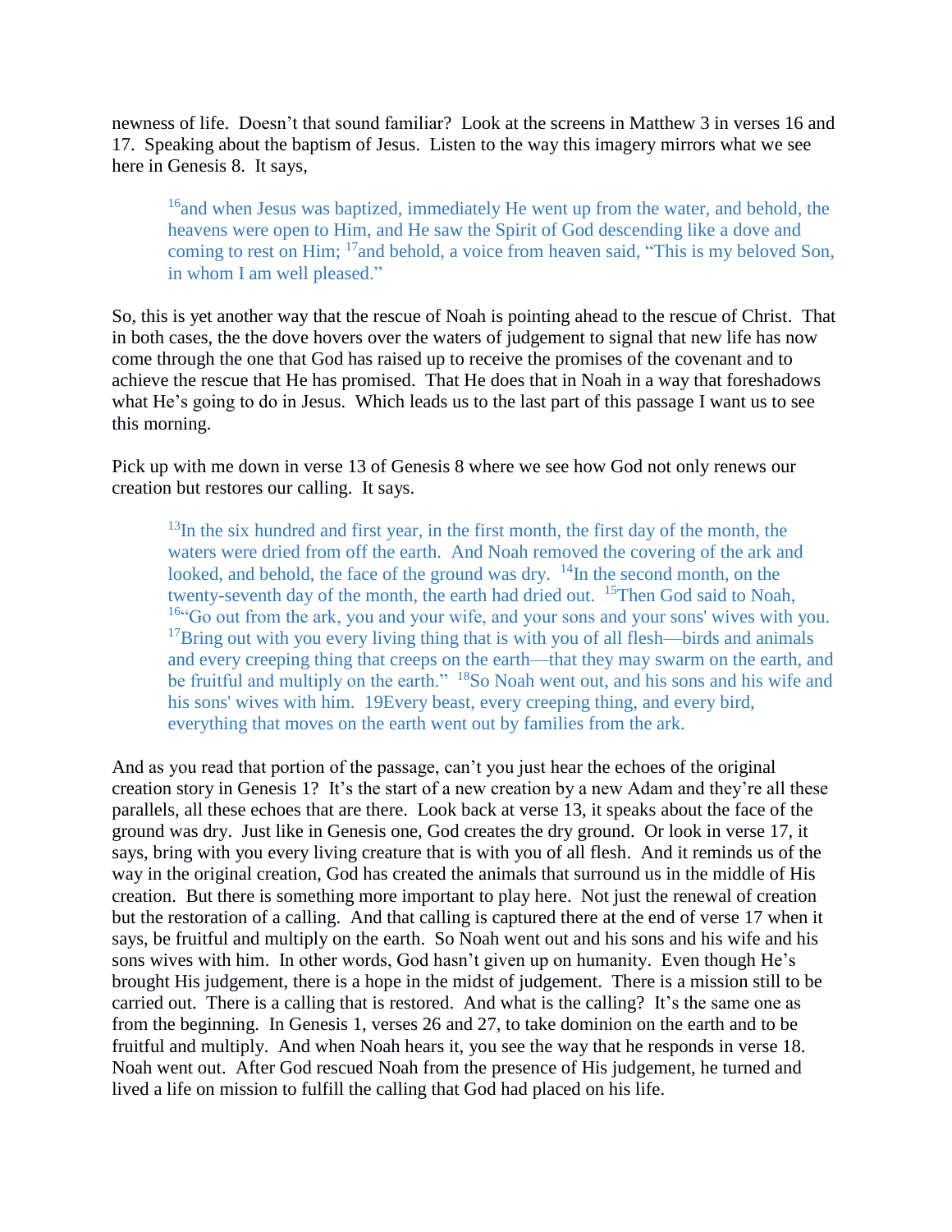newness of life. Doesn't that sound familiar? Look at the screens in Matthew 3 in verses 16 and 17. Speaking about the baptism of Jesus. Listen to the way this imagery mirrors what we see here in Genesis 8. It says,

> [16]and when Jesus was baptized, immediately He went up from the water, and behold, the heavens were open to Him, and He saw the Spirit of God descending like a dove and coming to rest on Him; [17]and behold, a voice from heaven said, "This is my beloved Son, in whom I am well pleased."

So, this is yet another way that the rescue of Noah is pointing ahead to the rescue of Christ. That in both cases, the the dove hovers over the waters of judgement to signal that new life has now come through the one that God has raised up to receive the promises of the covenant and to achieve the rescue that He has promised. That He does that in Noah in a way that foreshadows what He's going to do in Jesus. Which leads us to the last part of this passage I want us to see this morning.

Pick up with me down in verse 13 of Genesis 8 where we see how God not only renews our creation but restores our calling. It says.

> [13]In the six hundred and first year, in the first month, the first day of the month, the waters were dried from off the earth. And Noah removed the covering of the ark and looked, and behold, the face of the ground was dry. [14]In the second month, on the twenty-seventh day of the month, the earth had dried out. [15]Then God said to Noah, [16]"Go out from the ark, you and your wife, and your sons and your sons' wives with you. [17]Bring out with you every living thing that is with you of all flesh—birds and animals and every creeping thing that creeps on the earth—that they may swarm on the earth, and be fruitful and multiply on the earth." [18]So Noah went out, and his sons and his wife and his sons' wives with him. 19Every beast, every creeping thing, and every bird, everything that moves on the earth went out by families from the ark.

And as you read that portion of the passage, can't you just hear the echoes of the original creation story in Genesis 1? It's the start of a new creation by a new Adam and they're all these parallels, all these echoes that are there. Look back at verse 13, it speaks about the face of the ground was dry. Just like in Genesis one, God creates the dry ground. Or look in verse 17, it says, bring with you every living creature that is with you of all flesh. And it reminds us of the way in the original creation, God has created the animals that surround us in the middle of His creation. But there is something more important to play here. Not just the renewal of creation but the restoration of a calling. And that calling is captured there at the end of verse 17 when it says, be fruitful and multiply on the earth. So Noah went out and his sons and his wife and his sons wives with him. In other words, God hasn't given up on humanity. Even though He's brought His judgement, there is a hope in the midst of judgement. There is a mission still to be carried out. There is a calling that is restored. And what is the calling? It's the same one as from the beginning. In Genesis 1, verses 26 and 27, to take dominion on the earth and to be fruitful and multiply. And when Noah hears it, you see the way that he responds in verse 18. Noah went out. After God rescued Noah from the presence of His judgement, he turned and lived a life on mission to fulfill the calling that God had placed on his life.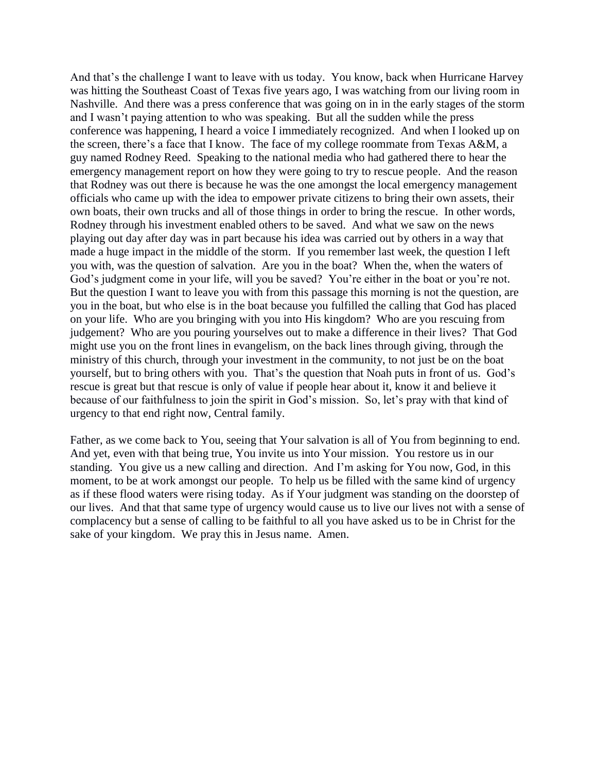And that's the challenge I want to leave with us today. You know, back when Hurricane Harvey was hitting the Southeast Coast of Texas five years ago, I was watching from our living room in Nashville. And there was a press conference that was going on in in the early stages of the storm and I wasn't paying attention to who was speaking. But all the sudden while the press conference was happening, I heard a voice I immediately recognized. And when I looked up on the screen, there's a face that I know. The face of my college roommate from Texas A&M, a guy named Rodney Reed. Speaking to the national media who had gathered there to hear the emergency management report on how they were going to try to rescue people. And the reason that Rodney was out there is because he was the one amongst the local emergency management officials who came up with the idea to empower private citizens to bring their own assets, their own boats, their own trucks and all of those things in order to bring the rescue. In other words, Rodney through his investment enabled others to be saved. And what we saw on the news playing out day after day was in part because his idea was carried out by others in a way that made a huge impact in the middle of the storm. If you remember last week, the question I left you with, was the question of salvation. Are you in the boat? When the, when the waters of God's judgment come in your life, will you be saved? You're either in the boat or you're not. But the question I want to leave you with from this passage this morning is not the question, are you in the boat, but who else is in the boat because you fulfilled the calling that God has placed on your life. Who are you bringing with you into His kingdom? Who are you rescuing from judgement? Who are you pouring yourselves out to make a difference in their lives? That God might use you on the front lines in evangelism, on the back lines through giving, through the ministry of this church, through your investment in the community, to not just be on the boat yourself, but to bring others with you. That's the question that Noah puts in front of us. God's rescue is great but that rescue is only of value if people hear about it, know it and believe it because of our faithfulness to join the spirit in God's mission. So, let's pray with that kind of urgency to that end right now, Central family.

Father, as we come back to You, seeing that Your salvation is all of You from beginning to end. And yet, even with that being true, You invite us into Your mission. You restore us in our standing. You give us a new calling and direction. And I'm asking for You now, God, in this moment, to be at work amongst our people. To help us be filled with the same kind of urgency as if these flood waters were rising today. As if Your judgment was standing on the doorstep of our lives. And that that same type of urgency would cause us to live our lives not with a sense of complacency but a sense of calling to be faithful to all you have asked us to be in Christ for the sake of your kingdom. We pray this in Jesus name. Amen.